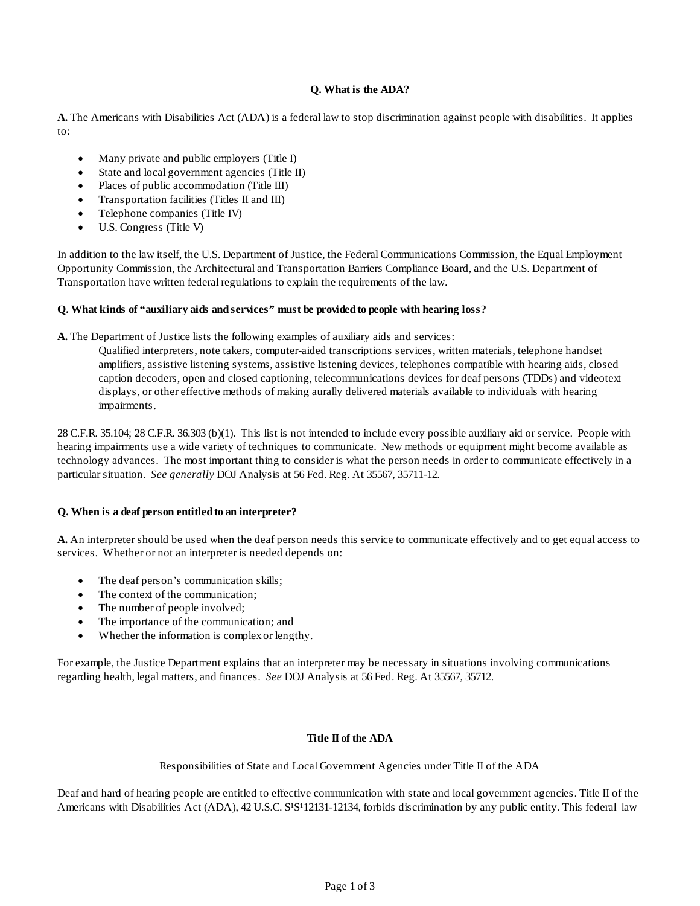### Q. What is the ADA?

**A.** The Americans with Disabilities Act (ADA) is a federal law to stop discrimination against people with disabilities. It applies to:

- Many private and public employers (Title I)
- State and local government agencies (Title II)
- Places of public accommodation (Title III)
- Transportation facilities (Titles II and III)
- Telephone companies (Title IV)
- U.S. Congress (Title V)

In addition to the law itself, the U.S. Department of Justice, the Federal Communications Commission, the Equal Employment Opportunity Commission, the Architectural and Transportation Barriers Compliance Board, and the U.S. Department of Transportation have written federal regulations to explain the requirements of the law.

**Q. What kinds of "auxiliary aids and services" must be provided to people with hearing loss?**

**A.** The Department of Justice lists the following examples of auxiliary aids and services:

> Qualified interpreters, note takers, computer-aided transcriptions services, written materials, telephone handset amplifiers, assistive listening systems, assistive listening devices, telephones compatible with hearing aids, closed caption decoders, open and closed captioning, telecommunications devices for deaf persons (TDDs) and videotext displays, or other effective methods of making aurally delivered materials available to individuals with hearing impairments.

28 C.F.R. 35.104; 28 C.F.R. 36.303 (b)(1). This list is not intended to include every possible auxiliary aid or service. People with hearing impairments use a wide variety of techniques to communicate. New methods or equipment might become available as technology advances. The most important thing to consider is what the person needs in order to communicate effectively in a particular situation. *See generally* DOJ Analysis at 56 Fed. Reg. At 35567, 35711-12.

**Q. When is a deaf person entitled to an interpreter?**

**A.** An interpreter should be used when the deaf person needs this service to communicate effectively and to get equal access to services. Whether or not an interpreter is needed depends on:

- The deaf person's communication skills;
- The context of the communication;
- The number of people involved;
- The importance of the communication; and
- Whether the information is complex or lengthy.

For example, the Justice Department explains that an interpreter may be necessary in situations involving communications regarding health, legal matters, and finances. *See* DOJ Analysis at 56 Fed. Reg. At 35567, 35712.

### Title II of the ADA

Responsibilities of State and Local Government Agencies under Title II of the ADA

Deaf and hard of hearing people are entitled to effective communication with state and local government agencies. Title II of the Americans with Disabilities Act (ADA), 42 U.S.C. S¹S¹12131-12134, forbids discrimination by any public entity. This federal law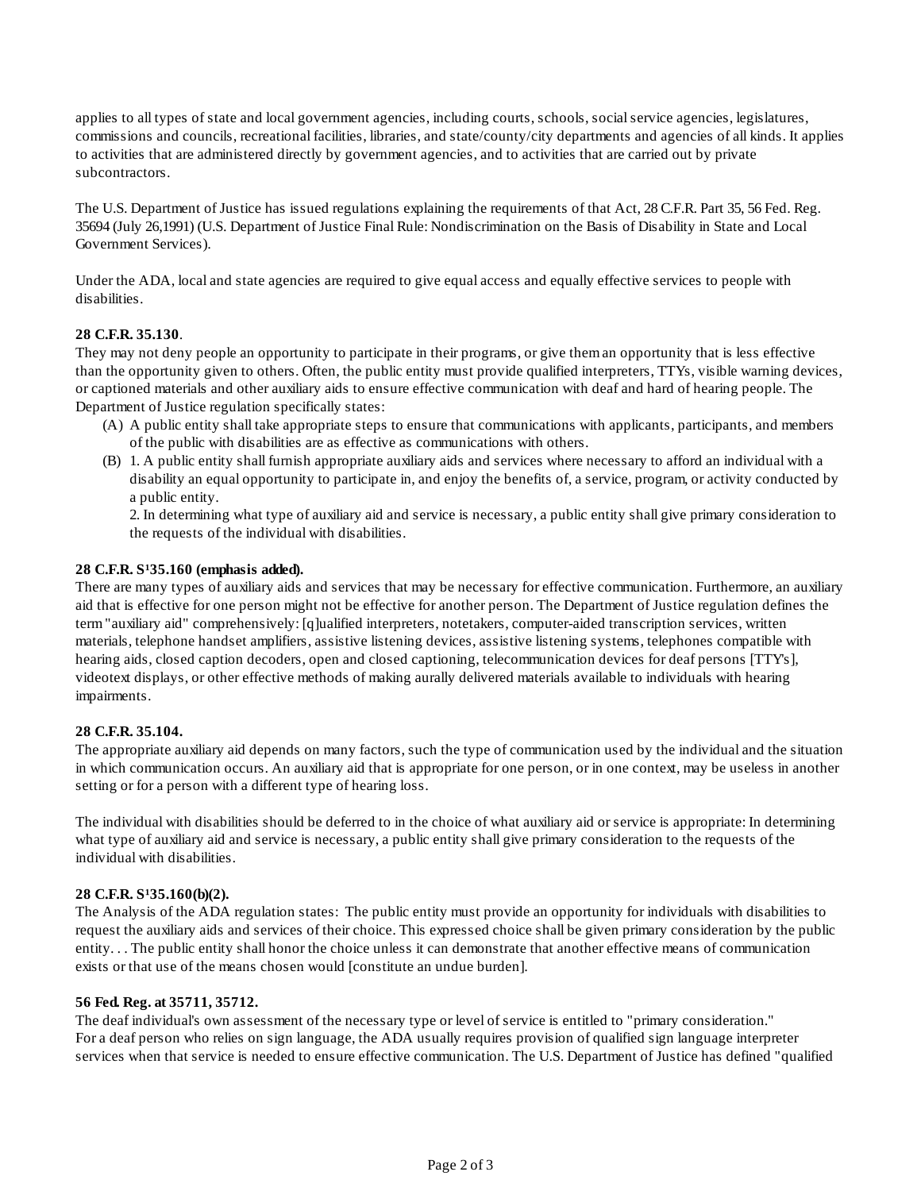applies to all types of state and local government agencies, including courts, schools, social service agencies, legislatures, commissions and councils, recreational facilities, libraries, and state/county/city departments and agencies of all kinds. It applies to activities that are administered directly by government agencies, and to activities that are carried out by private subcontractors.

The U.S. Department of Justice has issued regulations explaining the requirements of that Act, 28 C.F.R. Part 35, 56 Fed. Reg. 35694 (July 26,1991) (U.S. Department of Justice Final Rule: Nondiscrimination on the Basis of Disability in State and Local Government Services).

Under the ADA, local and state agencies are required to give equal access and equally effective services to people with disabilities.

**28 C.F.R. 35.130**.

They may not deny people an opportunity to participate in their programs, or give them an opportunity that is less effective than the opportunity given to others. Often, the public entity must provide qualified interpreters, TTYs, visible warning devices, or captioned materials and other auxiliary aids to ensure effective communication with deaf and hard of hearing people. The Department of Justice regulation specifically states:

(A) A public entity shall take appropriate steps to ensure that communications with applicants, participants, and members of the public with disabilities are as effective as communications with others.

(B) 1. A public entity shall furnish appropriate auxiliary aids and services where necessary to afford an individual with a disability an equal opportunity to participate in, and enjoy the benefits of, a service, program, or activity conducted by a public entity.

2. In determining what type of auxiliary aid and service is necessary, a public entity shall give primary consideration to the requests of the individual with disabilities.

**28 C.F.R. S¹35.160 (emphasis added).**

There are many types of auxiliary aids and services that may be necessary for effective communication. Furthermore, an auxiliary aid that is effective for one person might not be effective for another person. The Department of Justice regulation defines the term "auxiliary aid" comprehensively: [q]ualified interpreters, notetakers, computer-aided transcription services, written materials, telephone handset amplifiers, assistive listening devices, assistive listening systems, telephones compatible with hearing aids, closed caption decoders, open and closed captioning, telecommunication devices for deaf persons [TTY's], videotext displays, or other effective methods of making aurally delivered materials available to individuals with hearing impairments.

**28 C.F.R. 35.104.**

The appropriate auxiliary aid depends on many factors, such the type of communication used by the individual and the situation in which communication occurs. An auxiliary aid that is appropriate for one person, or in one context, may be useless in another setting or for a person with a different type of hearing loss.

The individual with disabilities should be deferred to in the choice of what auxiliary aid or service is appropriate: In determining what type of auxiliary aid and service is necessary, a public entity shall give primary consideration to the requests of the individual with disabilities.

**28 C.F.R. S¹35.160(b)(2).**

The Analysis of the ADA regulation states: The public entity must provide an opportunity for individuals with disabilities to request the auxiliary aids and services of their choice. This expressed choice shall be given primary consideration by the public entity. . . The public entity shall honor the choice unless it can demonstrate that another effective means of communication exists or that use of the means chosen would [constitute an undue burden].

**56 Fed. Reg. at 35711, 35712.**

The deaf individual's own assessment of the necessary type or level of service is entitled to "primary consideration." For a deaf person who relies on sign language, the ADA usually requires provision of qualified sign language interpreter services when that service is needed to ensure effective communication. The U.S. Department of Justice has defined "qualified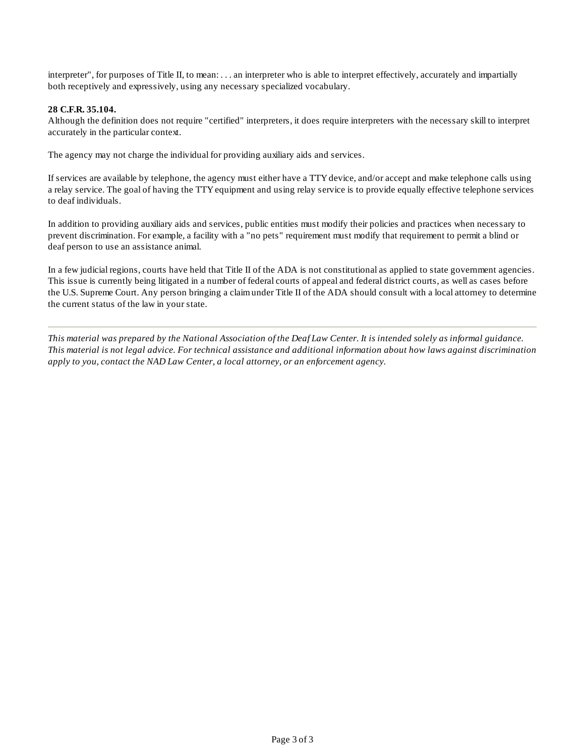interpreter", for purposes of Title II, to mean: . . . an interpreter who is able to interpret effectively, accurately and impartially both receptively and expressively, using any necessary specialized vocabulary.

**28 C.F.R. 35.104.**
Although the definition does not require "certified" interpreters, it does require interpreters with the necessary skill to interpret accurately in the particular context.

The agency may not charge the individual for providing auxiliary aids and services.

If services are available by telephone, the agency must either have a TTY device, and/or accept and make telephone calls using a relay service. The goal of having the TTY equipment and using relay service is to provide equally effective telephone services to deaf individuals.

In addition to providing auxiliary aids and services, public entities must modify their policies and practices when necessary to prevent discrimination. For example, a facility with a "no pets" requirement must modify that requirement to permit a blind or deaf person to use an assistance animal.

In a few judicial regions, courts have held that Title II of the ADA is not constitutional as applied to state government agencies. This issue is currently being litigated in a number of federal courts of appeal and federal district courts, as well as cases before the U.S. Supreme Court. Any person bringing a claim under Title II of the ADA should consult with a local attorney to determine the current status of the law in your state.

---

*This material was prepared by the National Association of the Deaf Law Center. It is intended solely as informal guidance. This material is not legal advice. For technical assistance and additional information about how laws against discrimination apply to you, contact the NAD Law Center, a local attorney, or an enforcement agency.*